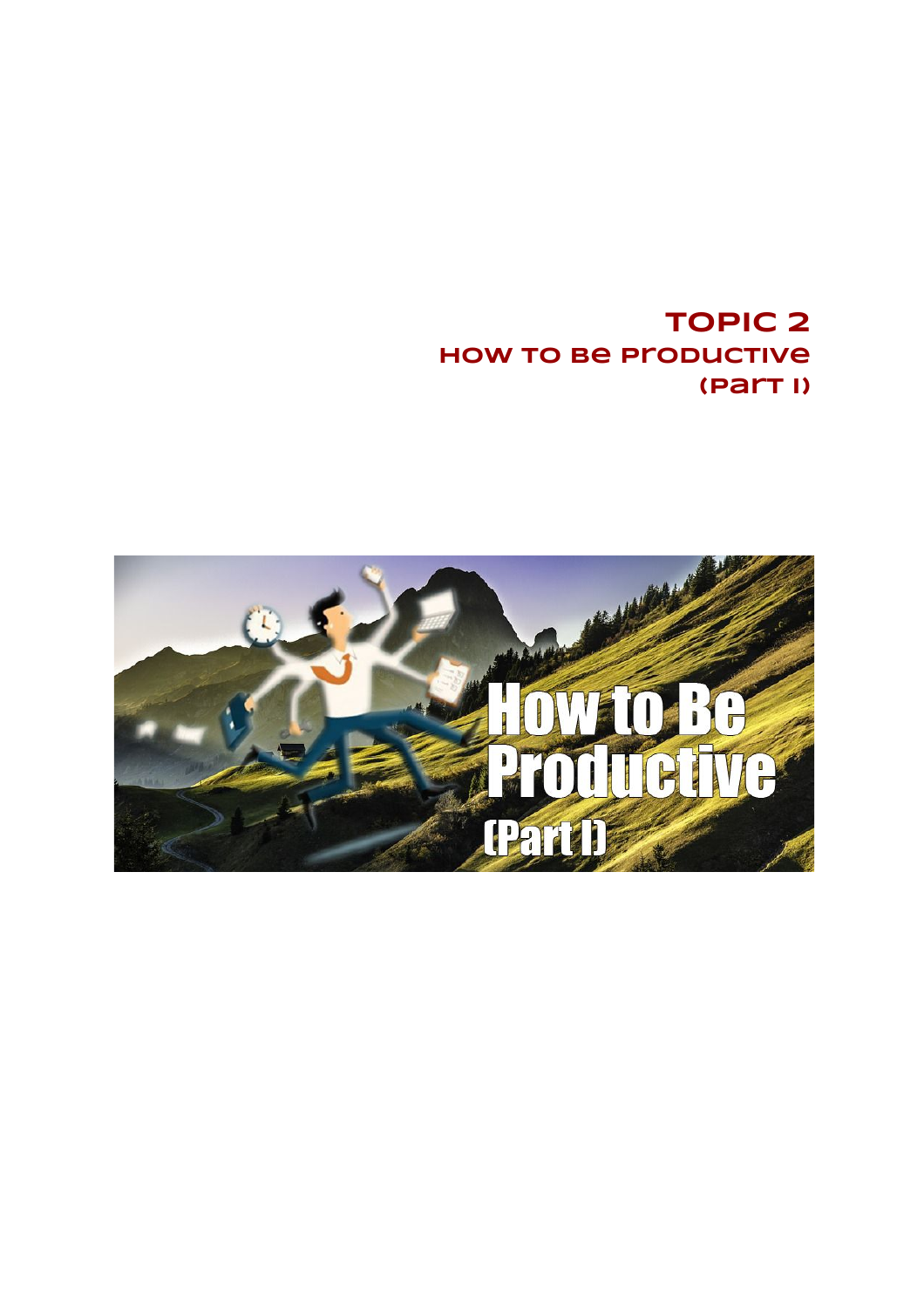# TOPIC 2
## HOW TO BE PRODUCTIVE (PART I)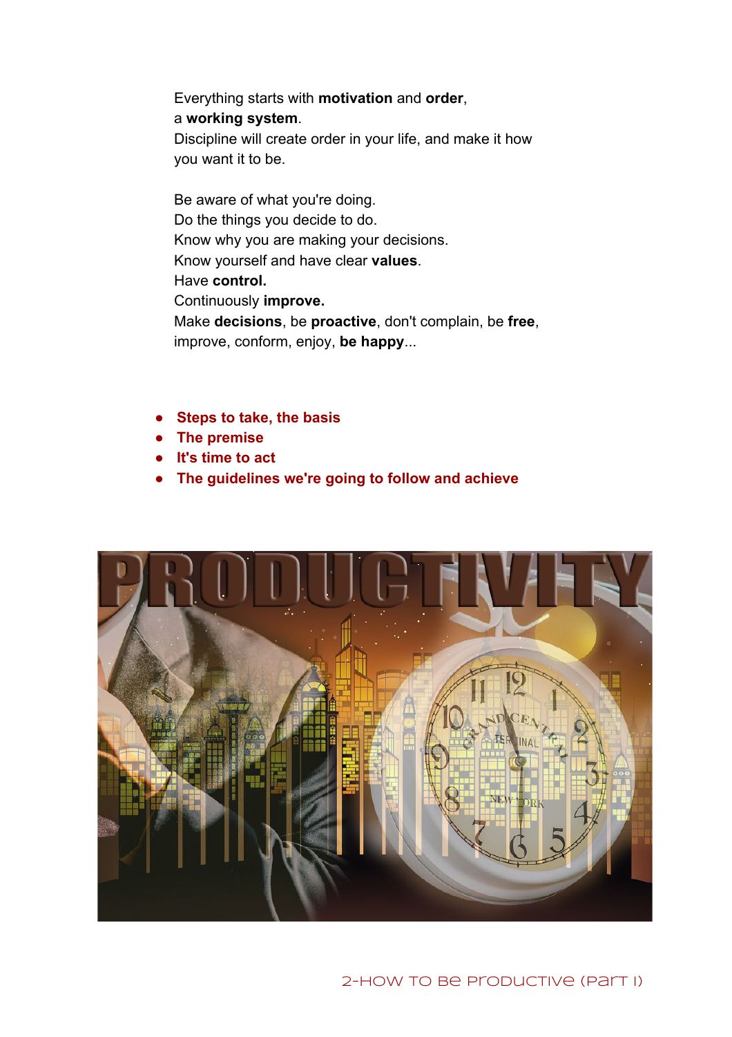Everything starts with **motivation** and **order**,
a **working system**.
Discipline will create order in your life, and make it how you want it to be.

Be aware of what you're doing.
Do the things you decide to do.
Know why you are making your decisions.
Know yourself and have clear **values**.
Have **control.**
Continuously **improve.**
Make **decisions**, be **proactive**, don't complain, be **free**, improve, conform, enjoy, **be happy**...

- **Steps to take, the basis**
- **The premise**
- **It's time to act**
- **The guidelines we're going to follow and achieve**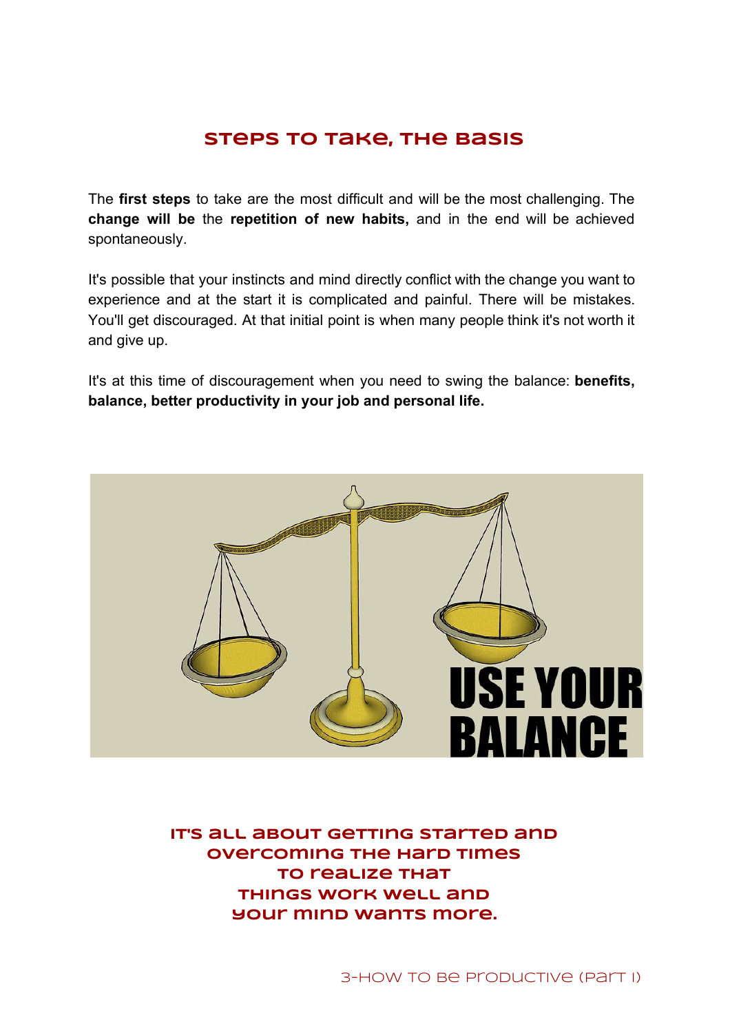## Steps to take, the basis

The **first steps** to take are the most difficult and will be the most challenging. The **change will be** the **repetition of new habits,** and in the end will be achieved spontaneously.

It's possible that your instincts and mind directly conflict with the change you want to experience and at the start it is complicated and painful. There will be mistakes. You'll get discouraged. At that initial point is when many people think it's not worth it and give up.

It's at this time of discouragement when you need to swing the balance: **benefits, balance, better productivity in your job and personal life.**

USE YOUR BALANCE

**It's all about getting started and overcoming the hard times to realize that things work well and your mind wants more.**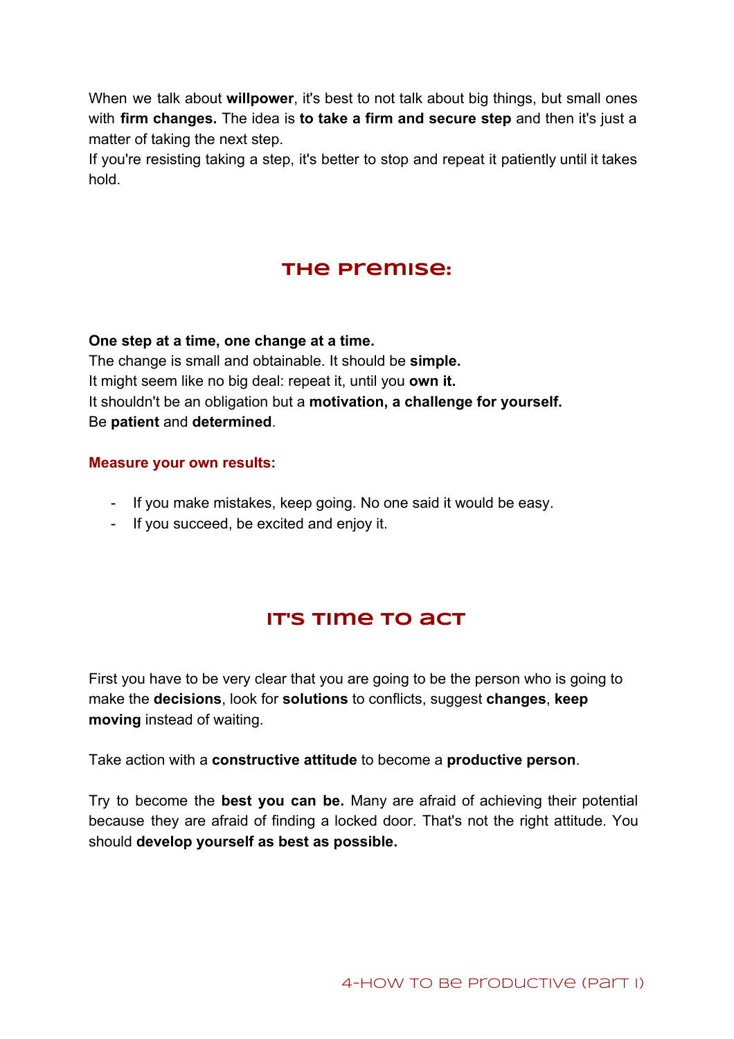When we talk about **willpower**, it's best to not talk about big things, but small ones with **firm changes.** The idea is **to take a firm and secure step** and then it's just a matter of taking the next step.
If you're resisting taking a step, it's better to stop and repeat it patiently until it takes hold.

## The premise:

**One step at a time, one change at a time.**
The change is small and obtainable. It should be **simple.**
It might seem like no big deal: repeat it, until you **own it.**
It shouldn't be an obligation but a **motivation, a challenge for yourself.**
Be **patient** and **determined**.

**Measure your own results:**

- If you make mistakes, keep going. No one said it would be easy.
- If you succeed, be excited and enjoy it.

## It's time to act

First you have to be very clear that you are going to be the person who is going to make the **decisions**, look for **solutions** to conflicts, suggest **changes**, **keep moving** instead of waiting.

Take action with a **constructive attitude** to become a **productive person**.

Try to become the **best you can be.** Many are afraid of achieving their potential because they are afraid of finding a locked door. That's not the right attitude. You should **develop yourself as best as possible.**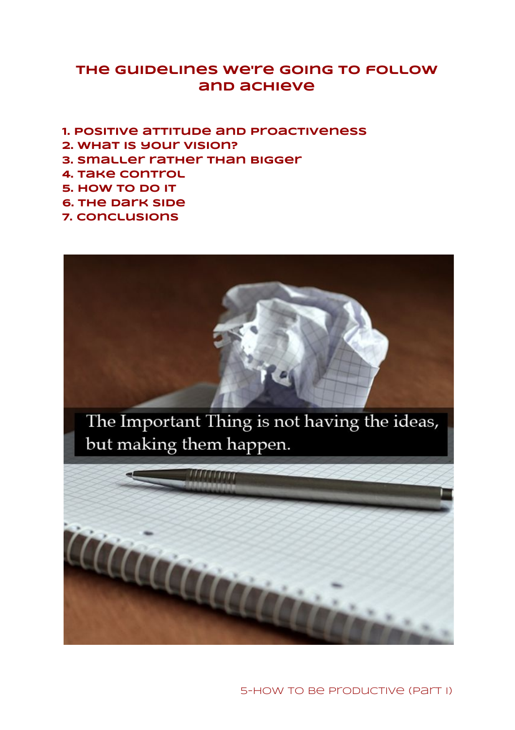## THE GUIDELINES WE'RE GOING TO FOLLOW AND ACHIEVE

1. POSITIVE ATTITUDE AND PROACTIVENESS
2. WHAT IS YOUR VISION?
3. SMALLER RATHER THAN BIGGER
4. TAKE CONTROL
5. HOW TO DO IT
6. THE DARK SIDE
7. CONCLUSIONS

The Important Thing is not having the ideas, but making them happen.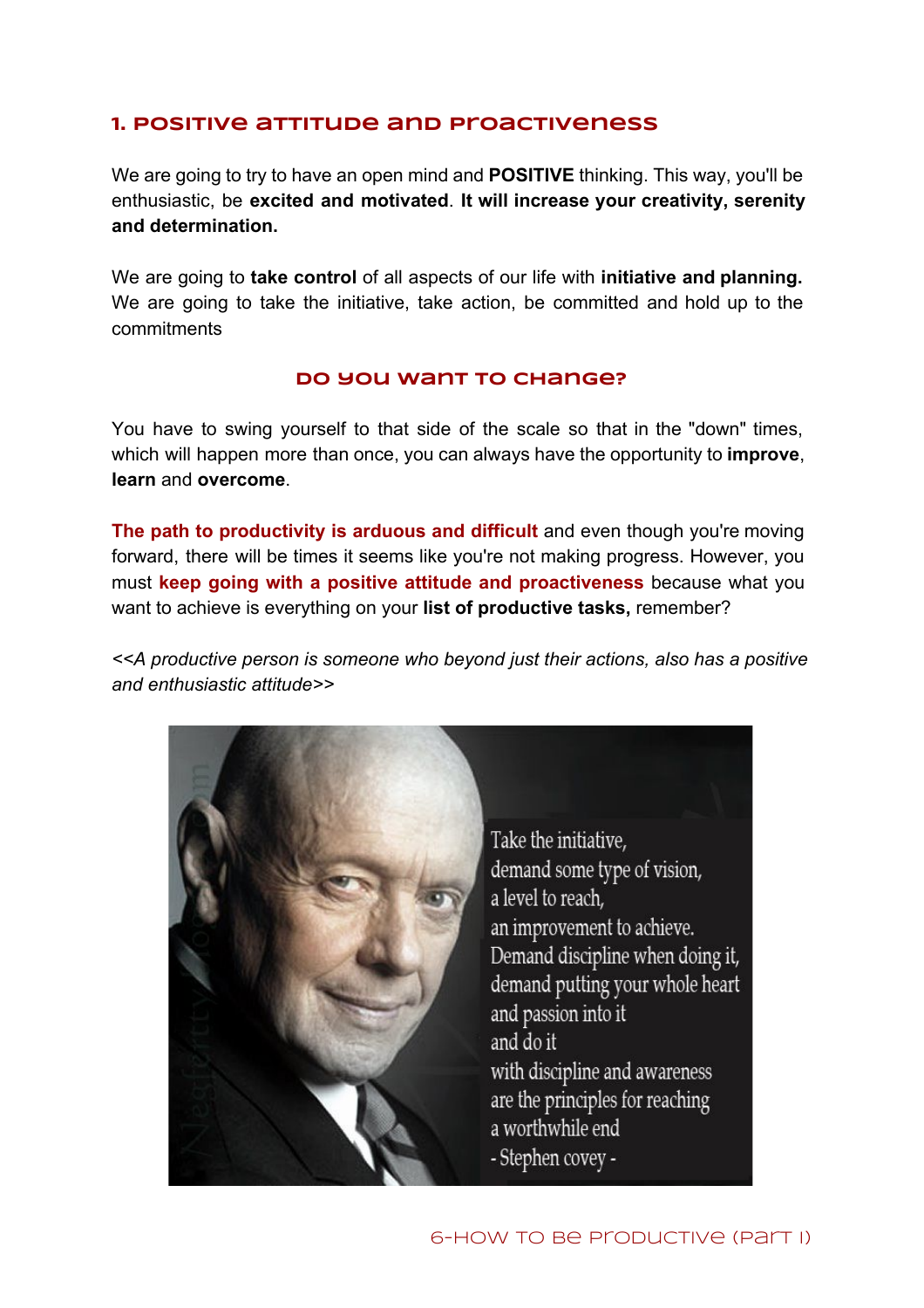## 1. POSITIVE ATTITUDE AND PROACTIVENESS

We are going to try to have an open mind and **POSITIVE** thinking. This way, you'll be enthusiastic, be **excited and motivated**. **It will increase your creativity, serenity and determination.**

We are going to **take control** of all aspects of our life with **initiative and planning.** We are going to take the initiative, take action, be committed and hold up to the commitments

### DO YOU WANT TO CHANGE?

You have to swing yourself to that side of the scale so that in the "down" times, which will happen more than once, you can always have the opportunity to **improve**, **learn** and **overcome**.

**The path to productivity is arduous and difficult** and even though you're moving forward, there will be times it seems like you're not making progress. However, you must **keep going with a positive attitude and proactiveness** because what you want to achieve is everything on your **list of productive tasks,** remember?

*<<A productive person is someone who beyond just their actions, also has a positive and enthusiastic attitude>>*

Take the initiative,
demand some type of vision,
a level to reach,
an improvement to achieve.
Demand discipline when doing it,
demand putting your whole heart
and passion into it
and do it
with discipline and awareness
are the principles for reaching
a worthwhile end
- Stephen covey -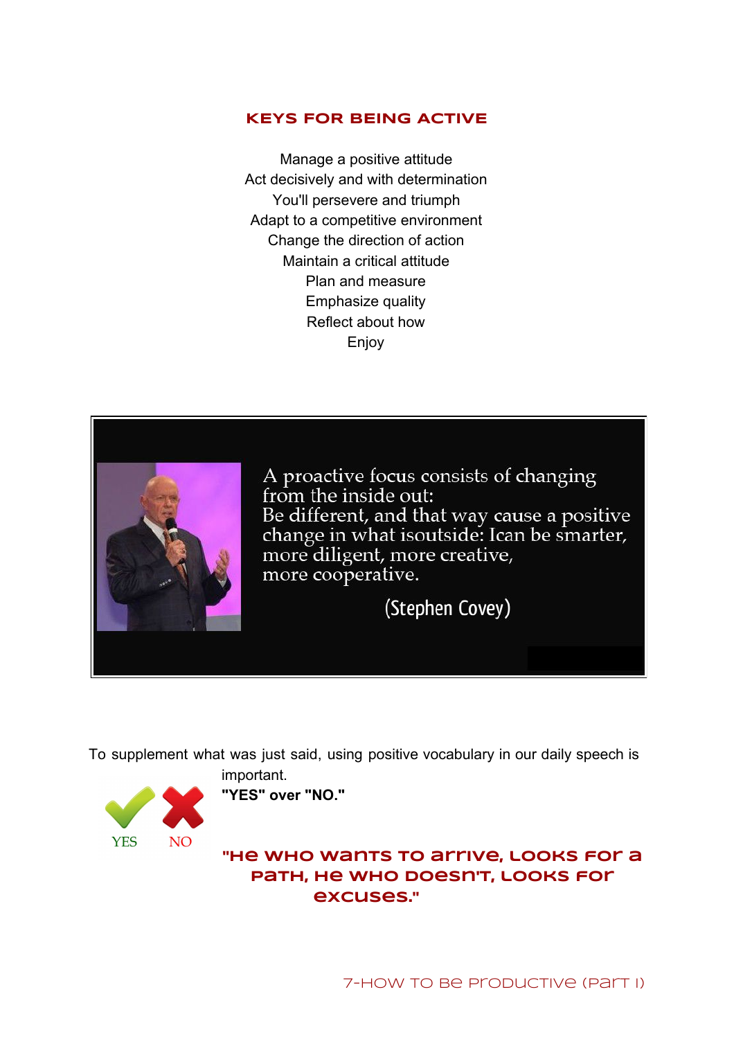## KEYS FOR BEING ACTIVE

Manage a positive attitude
Act decisively and with determination
You'll persevere and triumph
Adapt to a competitive environment
Change the direction of action
Maintain a critical attitude
Plan and measure
Emphasize quality
Reflect about how
Enjoy

A proactive focus consists of changing from the inside out:
Be different, and that way cause a positive change in what isoutside: Ican be smarter, more diligent, more creative, more cooperative.

(Stephen Covey)

To supplement what was just said, using positive vocabulary in our daily speech is important.

YES NO

**"YES" over "NO."**

**"He who wants to arrive, looks for a path, he who doesn't, looks for excuses."**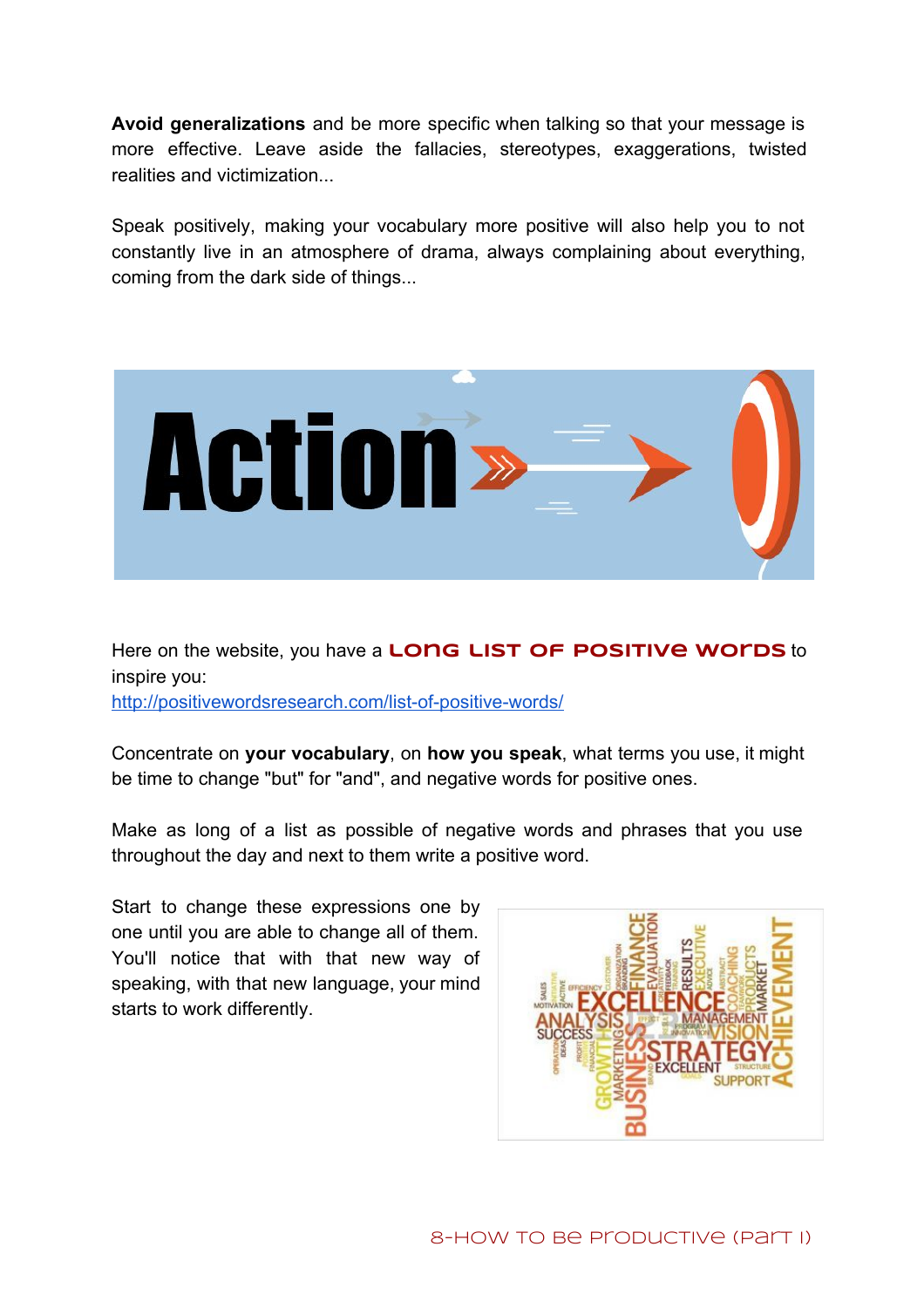**Avoid generalizations** and be more specific when talking so that your message is more effective. Leave aside the fallacies, stereotypes, exaggerations, twisted realities and victimization...

Speak positively, making your vocabulary more positive will also help you to not constantly live in an atmosphere of drama, always complaining about everything, coming from the dark side of things...

Here on the website, you have a **Long list of positive words** to inspire you:
http://positivewordsresearch.com/list-of-positive-words/

Concentrate on **your vocabulary**, on **how you speak**, what terms you use, it might be time to change "but" for "and", and negative words for positive ones.

Make as long of a list as possible of negative words and phrases that you use throughout the day and next to them write a positive word.

Start to change these expressions one by one until you are able to change all of them. You'll notice that with that new way of speaking, with that new language, your mind starts to work differently.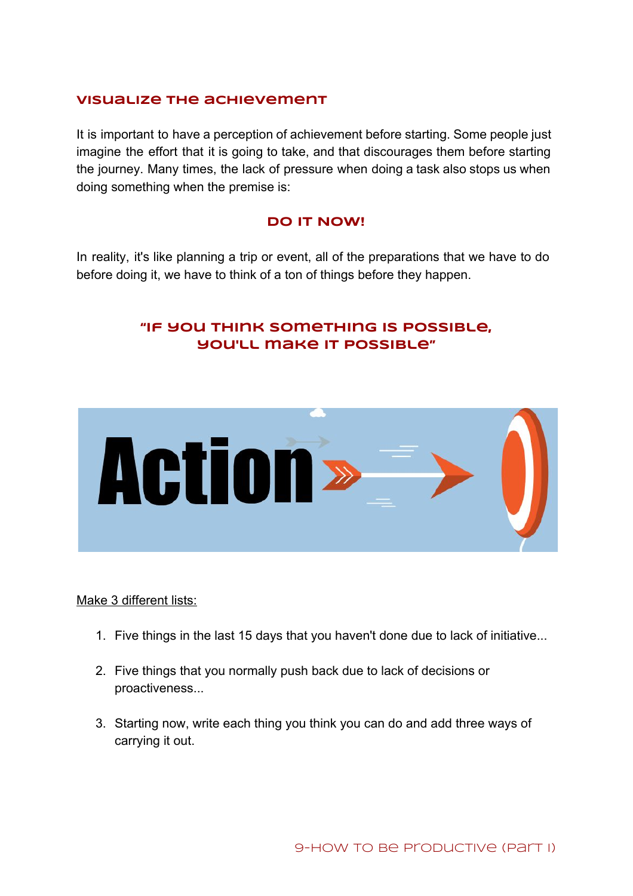## VISUALIZE THE ACHIEVEMENT

It is important to have a perception of achievement before starting. Some people just imagine the effort that it is going to take, and that discourages them before starting the journey. Many times, the lack of pressure when doing a task also stops us when doing something when the premise is:

**DO IT NOW!**

In reality, it's like planning a trip or event, all of the preparations that we have to do before doing it, we have to think of a ton of things before they happen.

**"IF YOU THINK SOMETHING IS POSSIBLE, YOU'LL MAKE IT POSSIBLE"**

Make 3 different lists:

1. Five things in the last 15 days that you haven't done due to lack of initiative...
2. Five things that you normally push back due to lack of decisions or proactiveness...
3. Starting now, write each thing you think you can do and add three ways of carrying it out.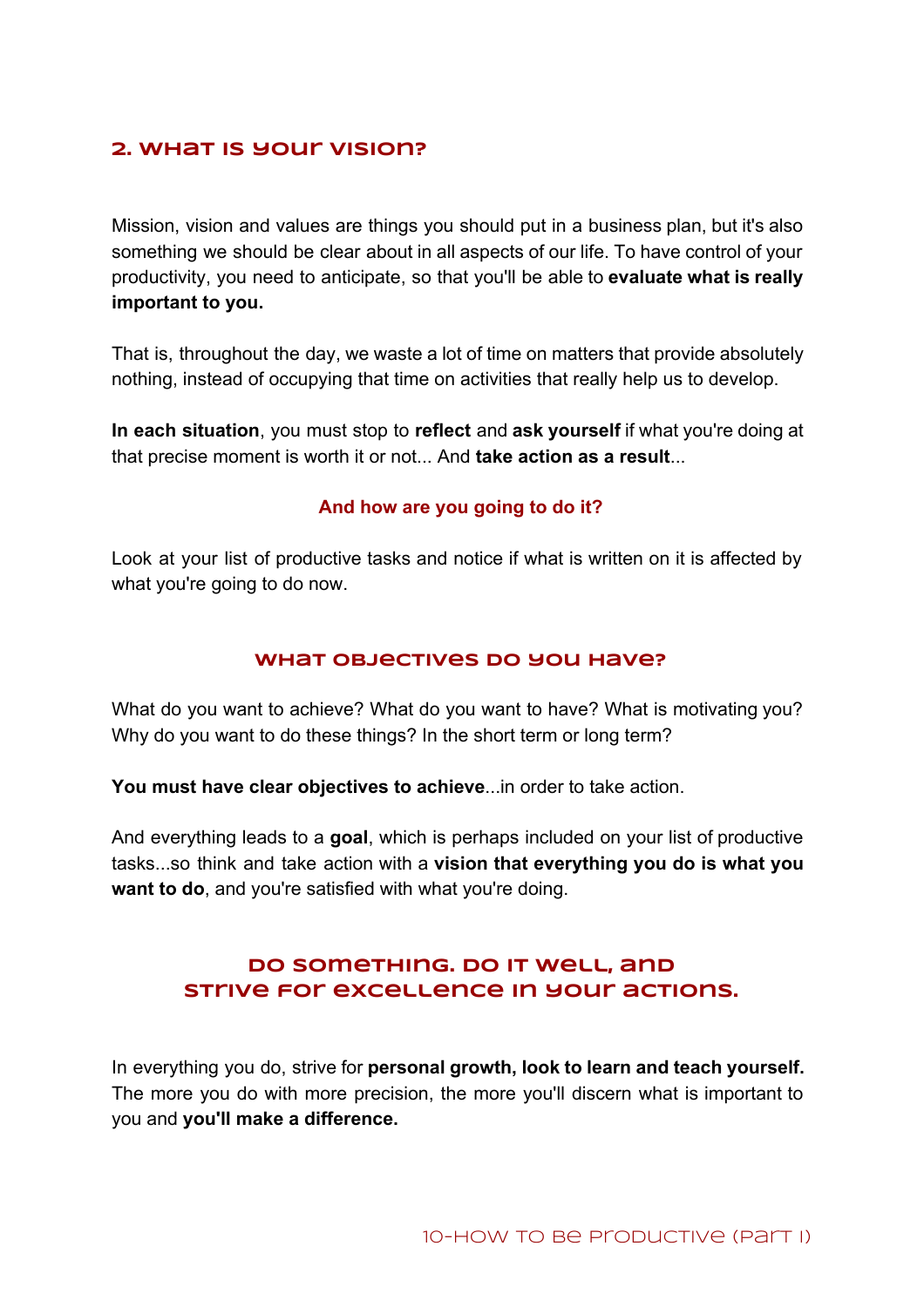## 2. What is your vision?

Mission, vision and values are things you should put in a business plan, but it's also something we should be clear about in all aspects of our life. To have control of your productivity, you need to anticipate, so that you'll be able to **evaluate what is really important to you.**

That is, throughout the day, we waste a lot of time on matters that provide absolutely nothing, instead of occupying that time on activities that really help us to develop.

**In each situation**, you must stop to **reflect** and **ask yourself** if what you're doing at that precise moment is worth it or not... And **take action as a result**...

**And how are you going to do it?**

Look at your list of productive tasks and notice if what is written on it is affected by what you're going to do now.

### What objectives do you have?

What do you want to achieve? What do you want to have? What is motivating you? Why do you want to do these things? In the short term or long term?

**You must have clear objectives to achieve**...in order to take action.

And everything leads to a **goal**, which is perhaps included on your list of productive tasks...so think and take action with a **vision that everything you do is what you want to do**, and you're satisfied with what you're doing.

### Do something. Do it well, and strive for excellence in your actions.

In everything you do, strive for **personal growth, look to learn and teach yourself.** The more you do with more precision, the more you'll discern what is important to you and **you'll make a difference.**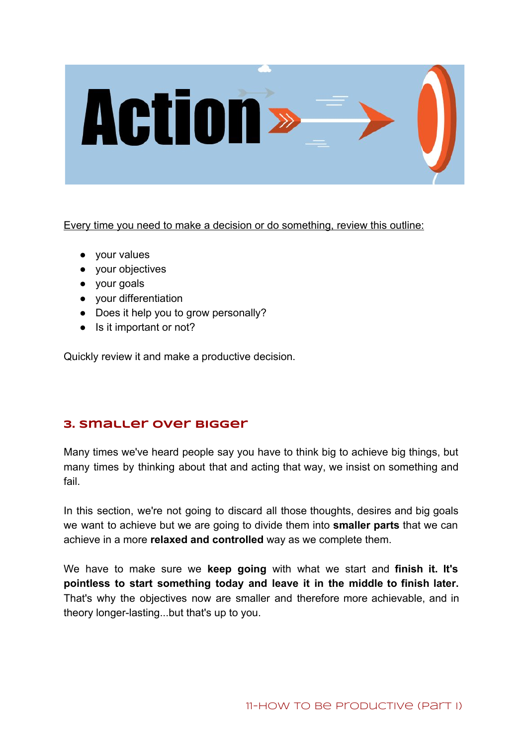Every time you need to make a decision or do something, review this outline:

- your values
- your objectives
- your goals
- your differentiation
- Does it help you to grow personally?
- Is it important or not?

Quickly review it and make a productive decision.

## 3. Smaller over bigger

Many times we've heard people say you have to think big to achieve big things, but many times by thinking about that and acting that way, we insist on something and fail.

In this section, we're not going to discard all those thoughts, desires and big goals we want to achieve but we are going to divide them into **smaller parts** that we can achieve in a more **relaxed and controlled** way as we complete them.

We have to make sure we **keep going** with what we start and **finish it. It's pointless to start something today and leave it in the middle to finish later.** That's why the objectives now are smaller and therefore more achievable, and in theory longer-lasting...but that's up to you.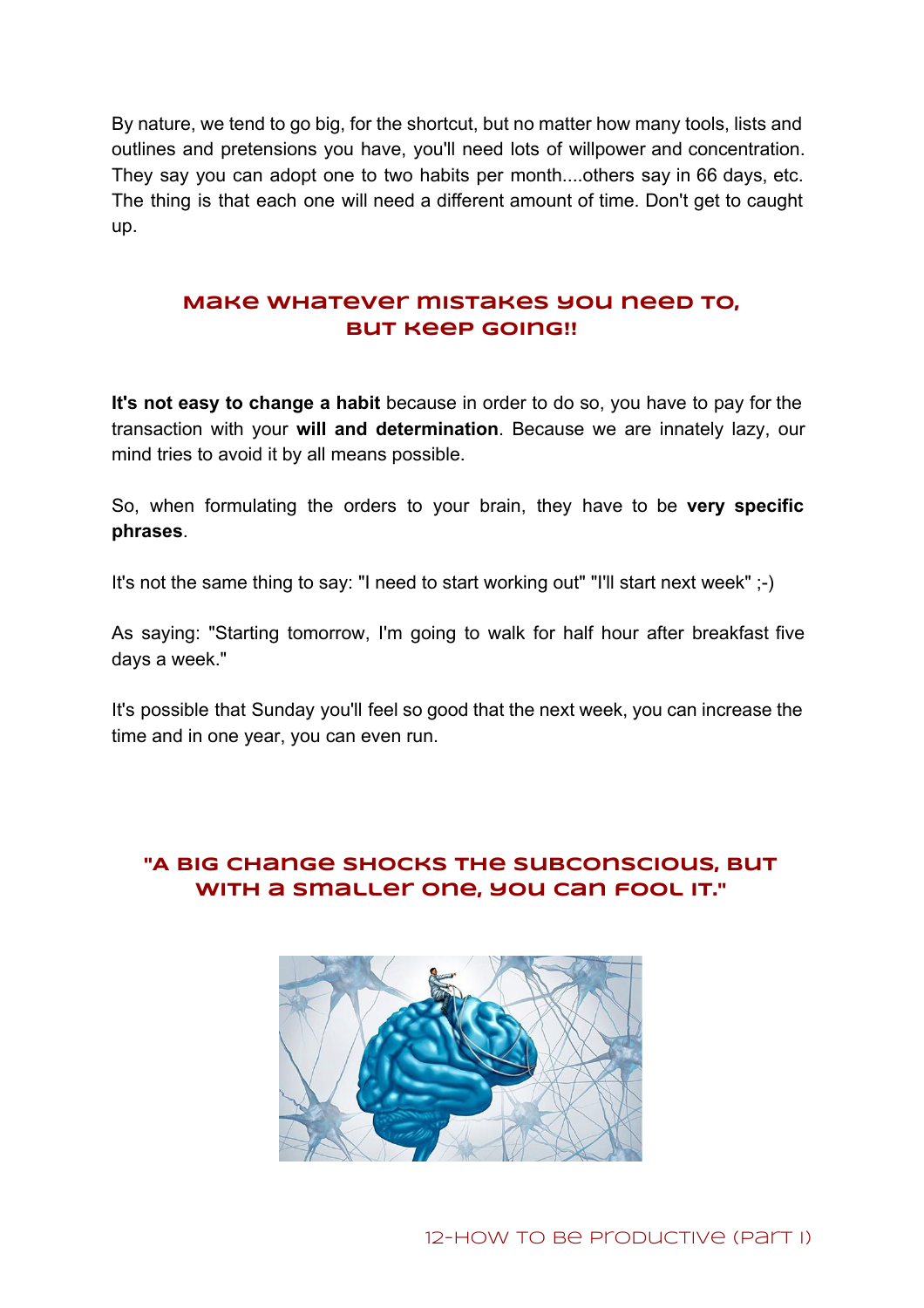By nature, we tend to go big, for the shortcut, but no matter how many tools, lists and outlines and pretensions you have, you'll need lots of willpower and concentration. They say you can adopt one to two habits per month....others say in 66 days, etc. The thing is that each one will need a different amount of time. Don't get to caught up.

## Make whatever mistakes you need to, but keep going!!

**It's not easy to change a habit** because in order to do so, you have to pay for the transaction with your **will and determination**. Because we are innately lazy, our mind tries to avoid it by all means possible.

So, when formulating the orders to your brain, they have to be **very specific phrases**.

It's not the same thing to say: "I need to start working out" "I'll start next week" ;-)

As saying: "Starting tomorrow, I'm going to walk for half hour after breakfast five days a week."

It's possible that Sunday you'll feel so good that the next week, you can increase the time and in one year, you can even run.

## "A big change shocks the subconscious, but with a smaller one, you can fool it."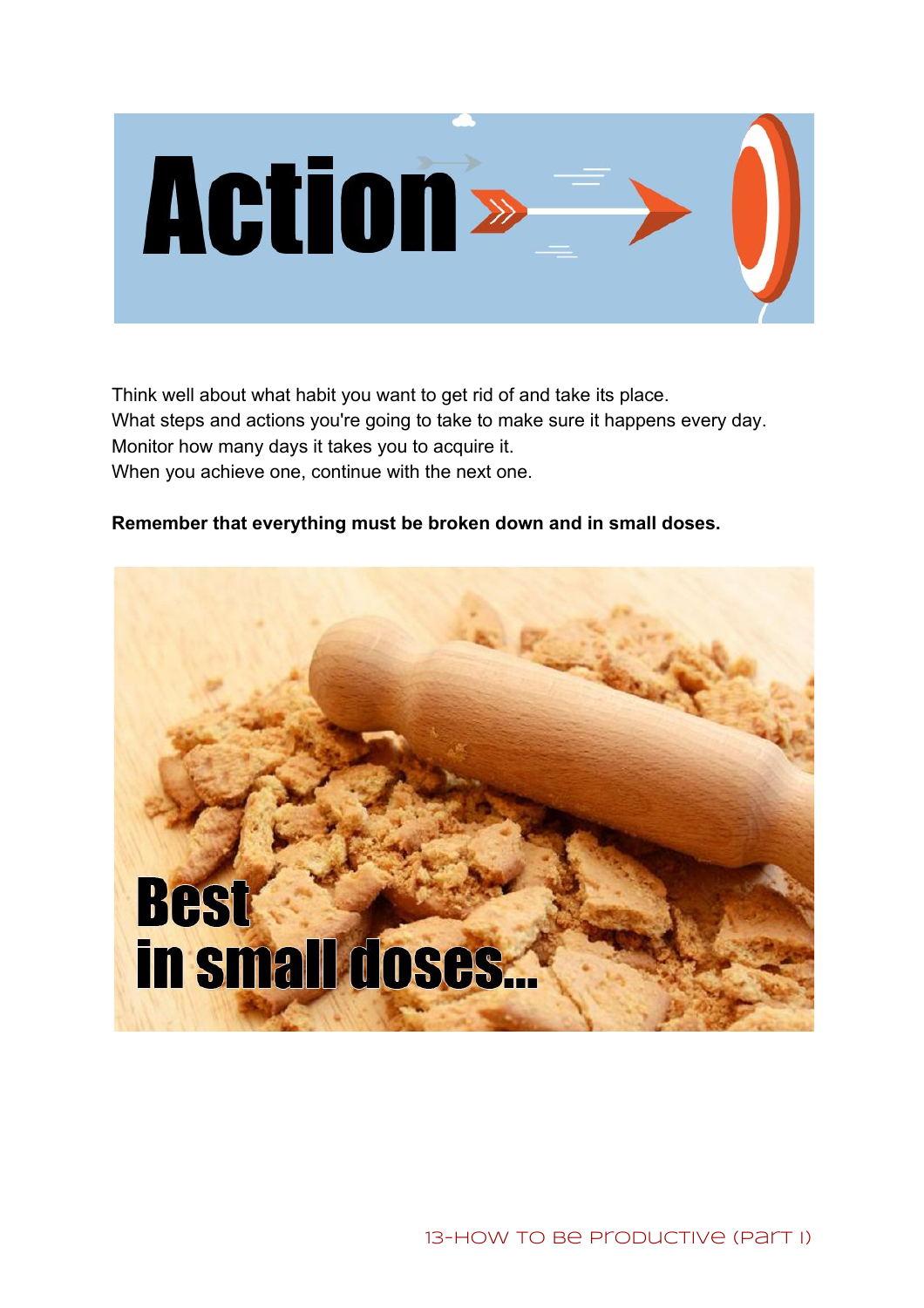# Action

Think well about what habit you want to get rid of and take its place.
What steps and actions you're going to take to make sure it happens every day.
Monitor how many days it takes you to acquire it.
When you achieve one, continue with the next one.

**Remember that everything must be broken down and in small doses.**

Best
in small doses...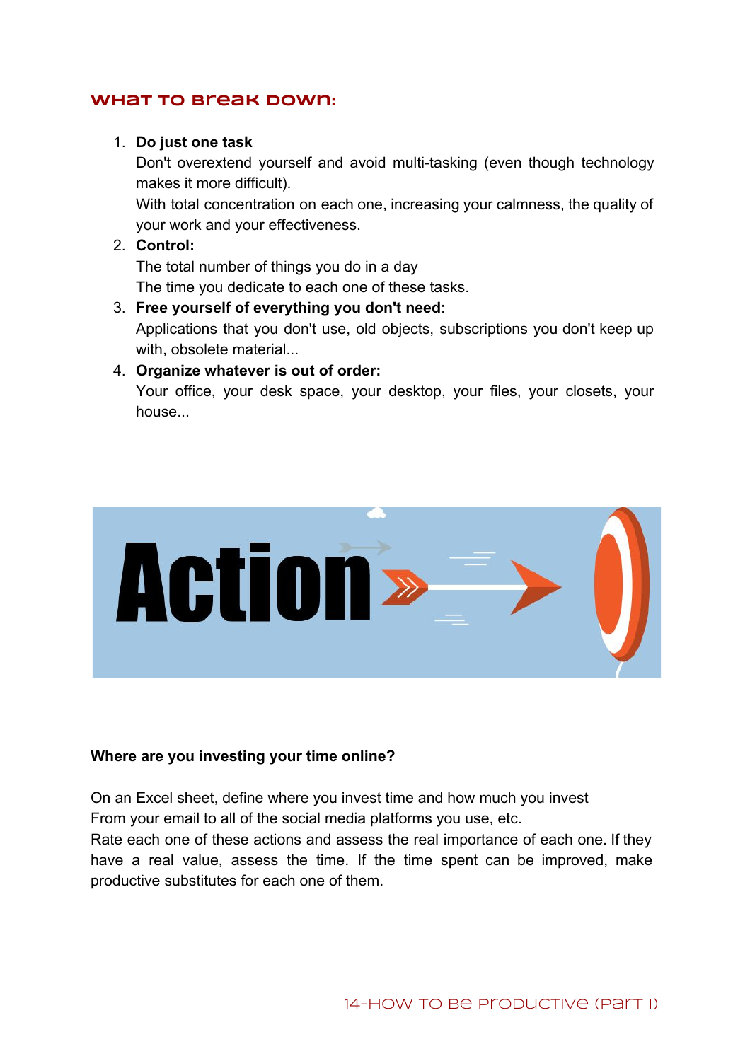## What to break down:

1. **Do just one task**
   Don't overextend yourself and avoid multi-tasking (even though technology makes it more difficult).
   With total concentration on each one, increasing your calmness, the quality of your work and your effectiveness.
2. **Control:**
   The total number of things you do in a day
   The time you dedicate to each one of these tasks.
3. **Free yourself of everything you don't need:**
   Applications that you don't use, old objects, subscriptions you don't keep up with, obsolete material...
4. **Organize whatever is out of order:**
   Your office, your desk space, your desktop, your files, your closets, your house...

**Where are you investing your time online?**

On an Excel sheet, define where you invest time and how much you invest
From your email to all of the social media platforms you use, etc.
Rate each one of these actions and assess the real importance of each one. If they have a real value, assess the time. If the time spent can be improved, make productive substitutes for each one of them.